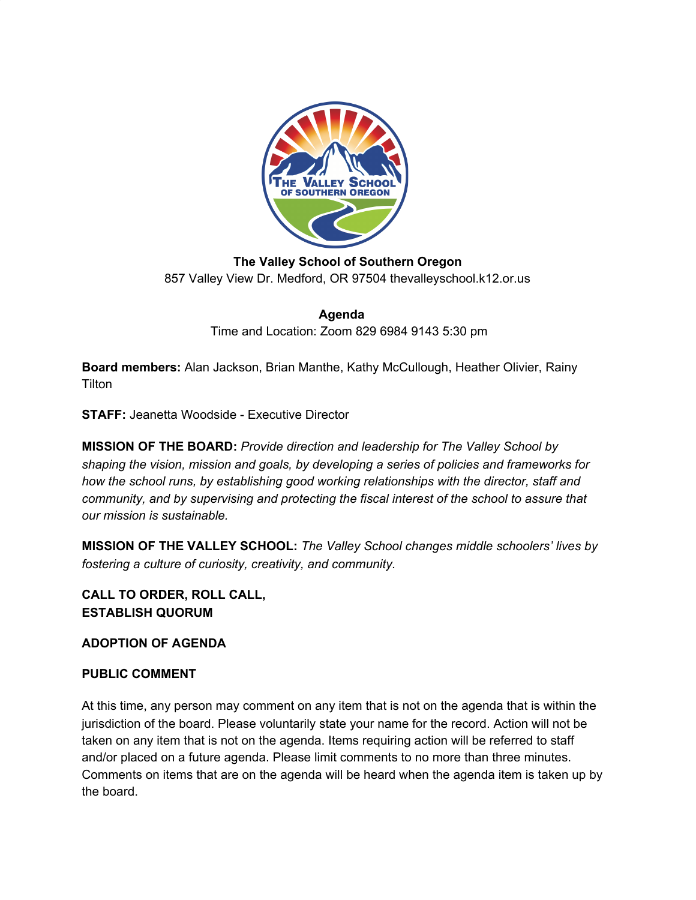**The Valley School of Southern Oregon**
857 Valley View Dr. Medford, OR 97504 thevalleyschool.k12.or.us

**Agenda**
Time and Location: Zoom 829 6984 9143 5:30 pm

**Board members:** Alan Jackson, Brian Manthe, Kathy McCullough, Heather Olivier, Rainy Tilton

**STAFF:** Jeanetta Woodside - Executive Director

**MISSION OF THE BOARD:** *Provide direction and leadership for The Valley School by shaping the vision, mission and goals, by developing a series of policies and frameworks for how the school runs, by establishing good working relationships with the director, staff and community, and by supervising and protecting the fiscal interest of the school to assure that our mission is sustainable.*

**MISSION OF THE VALLEY SCHOOL:** *The Valley School changes middle schoolers' lives by fostering a culture of curiosity, creativity, and community.*

**CALL TO ORDER, ROLL CALL,**
**ESTABLISH QUORUM**

**ADOPTION OF AGENDA**

**PUBLIC COMMENT**

At this time, any person may comment on any item that is not on the agenda that is within the jurisdiction of the board. Please voluntarily state your name for the record. Action will not be taken on any item that is not on the agenda. Items requiring action will be referred to staff and/or placed on a future agenda. Please limit comments to no more than three minutes. Comments on items that are on the agenda will be heard when the agenda item is taken up by the board.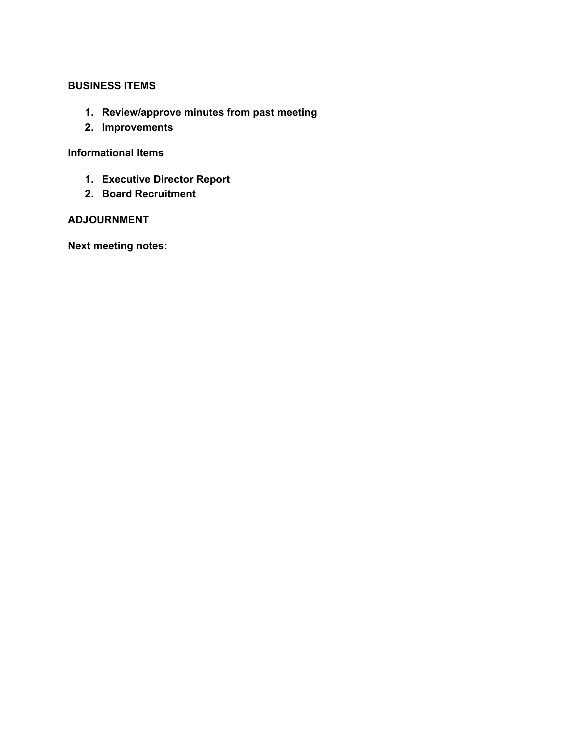**BUSINESS ITEMS**

1. **Review/approve minutes from past meeting**
2. **Improvements**

**Informational Items**

1. **Executive Director Report**
2. **Board Recruitment**

**ADJOURNMENT**

**Next meeting notes:**